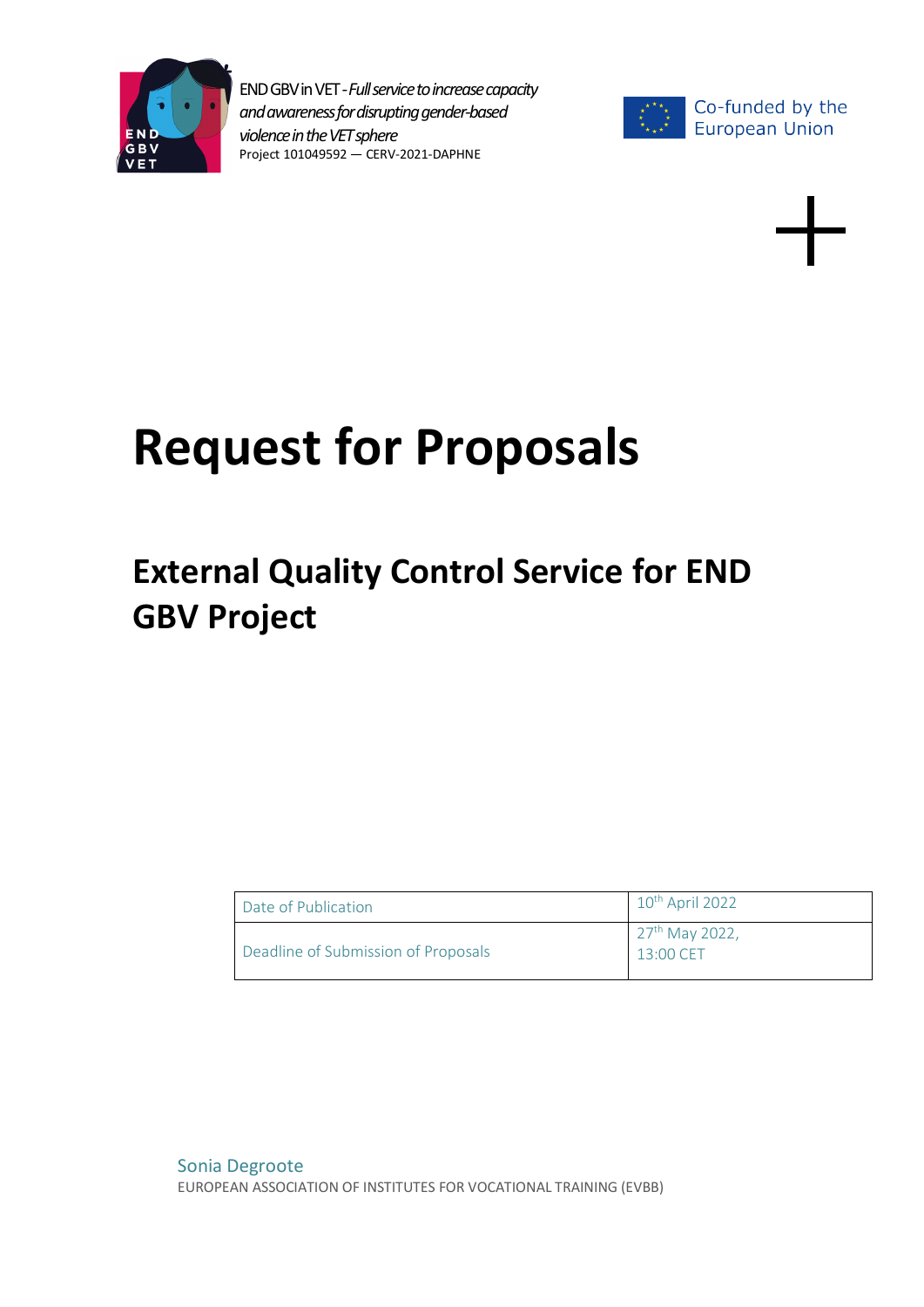END GBV in VET - *Full service to increase capacity and awareness for disrupting gender-based violence in the VET sphere*
Project 101049592 — CERV-2021-DAPHNE

Co-funded by the European Union

# Request for Proposals

## External Quality Control Service for END GBV Project

| Date of Publication | 10th April 2022 |
|---|---|
| Deadline of Submission of Proposals | 27th May 2022, 13:00 CET |

Sonia Degroote
EUROPEAN ASSOCIATION OF INSTITUTES FOR VOCATIONAL TRAINING (EVBB)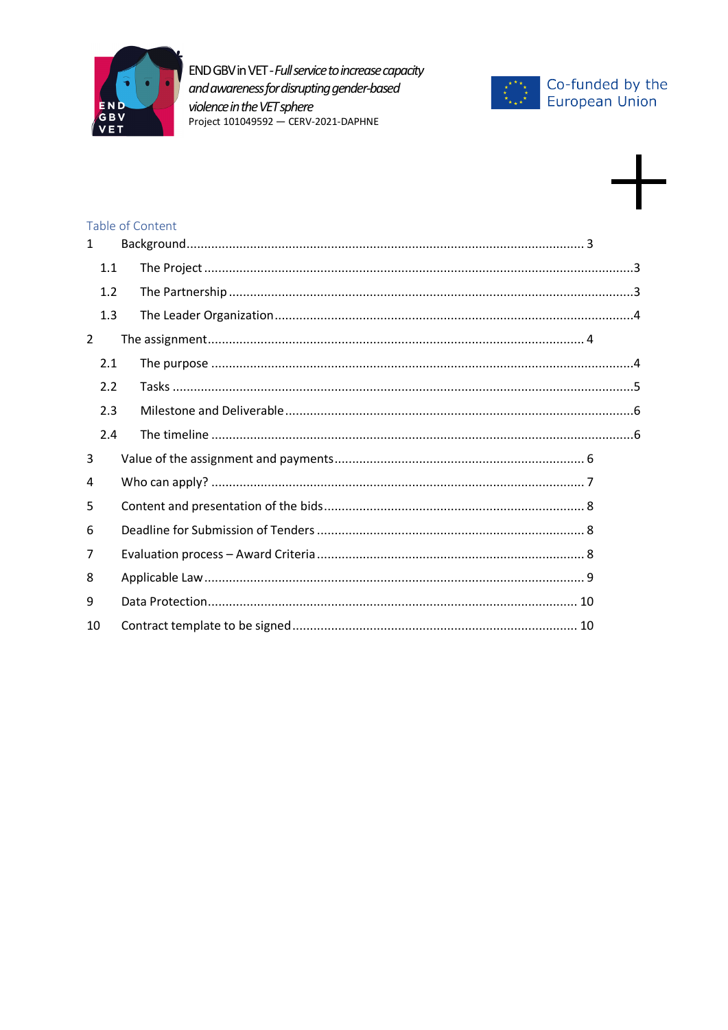Table of Content

1 Background ... 3

1.1 The Project ... 3

1.2 The Partnership ... 3

1.3 The Leader Organization ... 4

2 The assignment ... 4

2.1 The purpose ... 4

2.2 Tasks ... 5

2.3 Milestone and Deliverable ... 6

2.4 The timeline ... 6

3 Value of the assignment and payments ... 6

4 Who can apply? ... 7

5 Content and presentation of the bids ... 8

6 Deadline for Submission of Tenders ... 8

7 Evaluation process – Award Criteria ... 8

8 Applicable Law ... 9

9 Data Protection ... 10

10 Contract template to be signed ... 10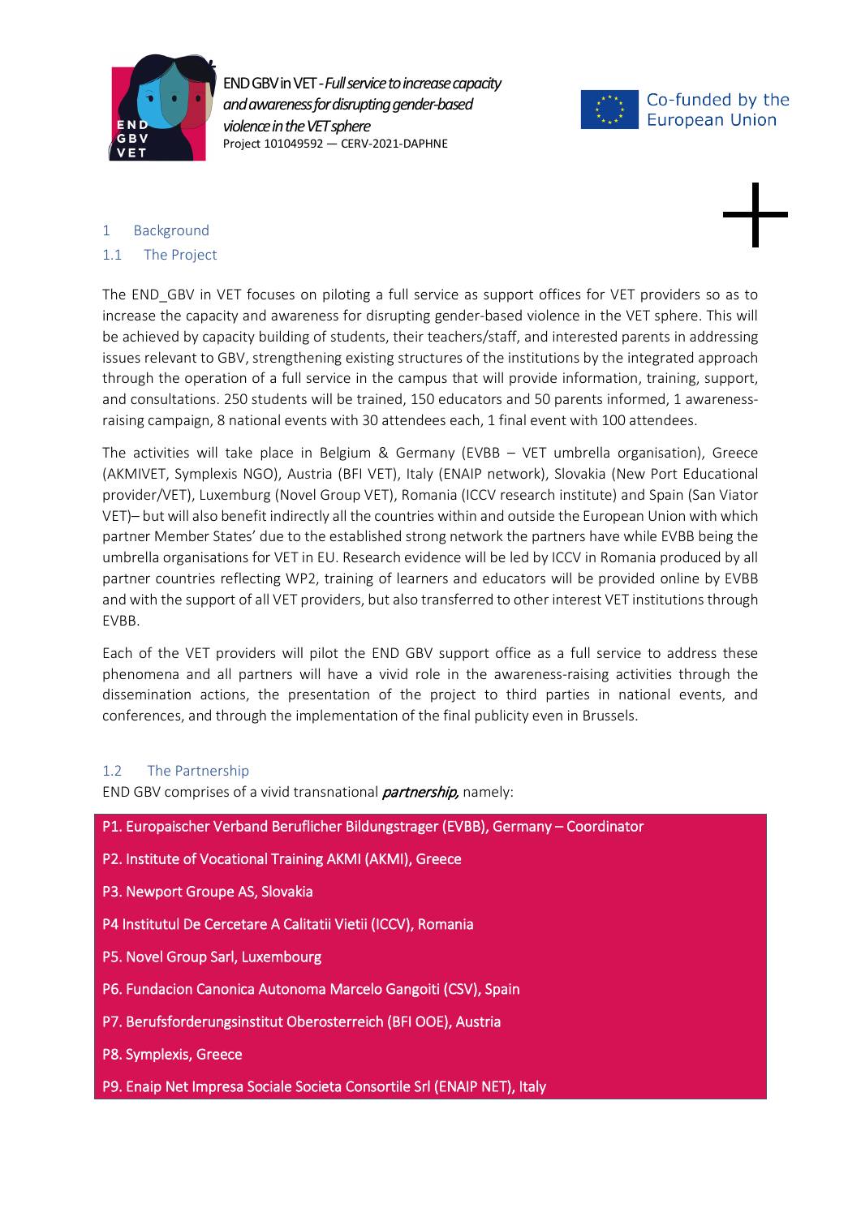# 1 Background

## 1.1 The Project

The END_GBV in VET focuses on piloting a full service as support offices for VET providers so as to increase the capacity and awareness for disrupting gender-based violence in the VET sphere. This will be achieved by capacity building of students, their teachers/staff, and interested parents in addressing issues relevant to GBV, strengthening existing structures of the institutions by the integrated approach through the operation of a full service in the campus that will provide information, training, support, and consultations. 250 students will be trained, 150 educators and 50 parents informed, 1 awareness-raising campaign, 8 national events with 30 attendees each, 1 final event with 100 attendees.

The activities will take place in Belgium & Germany (EVBB – VET umbrella organisation), Greece (AKMIVET, Symplexis NGO), Austria (BFI VET), Italy (ENAIP network), Slovakia (New Port Educational provider/VET), Luxemburg (Novel Group VET), Romania (ICCV research institute) and Spain (San Viator VET)– but will also benefit indirectly all the countries within and outside the European Union with which partner Member States' due to the established strong network the partners have while EVBB being the umbrella organisations for VET in EU. Research evidence will be led by ICCV in Romania produced by all partner countries reflecting WP2, training of learners and educators will be provided online by EVBB and with the support of all VET providers, but also transferred to other interest VET institutions through EVBB.

Each of the VET providers will pilot the END GBV support office as a full service to address these phenomena and all partners will have a vivid role in the awareness-raising activities through the dissemination actions, the presentation of the project to third parties in national events, and conferences, and through the implementation of the final publicity even in Brussels.

## 1.2 The Partnership

END GBV comprises of a vivid transnational ***partnership,*** namely:

- P1. Europaischer Verband Beruflicher Bildungstrager (EVBB), Germany – Coordinator
- P2. Institute of Vocational Training AKMI (AKMI), Greece
- P3. Newport Groupe AS, Slovakia
- P4 Institutul De Cercetare A Calitatii Vietii (ICCV), Romania
- P5. Novel Group Sarl, Luxembourg
- P6. Fundacion Canonica Autonoma Marcelo Gangoiti (CSV), Spain
- P7. Berufsforderungsinstitut Oberosterreich (BFI OOE), Austria
- P8. Symplexis, Greece
- P9. Enaip Net Impresa Sociale Societa Consortile Srl (ENAIP NET), Italy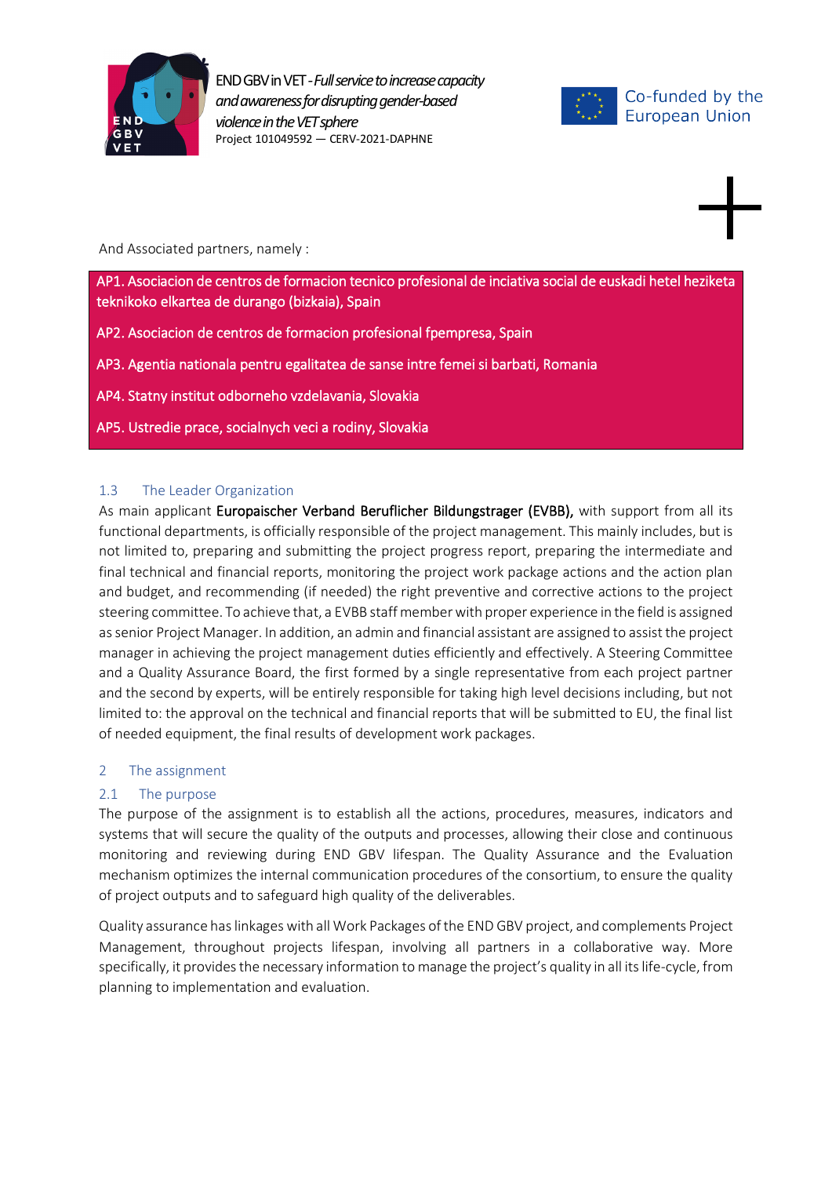And Associated partners, namely :

AP1. Asociacion de centros de formacion tecnico profesional de inciativa social de euskadi hetel heziketa teknikoko elkartea de durango (bizkaia), Spain

AP2. Asociacion de centros de formacion profesional fpempresa, Spain

AP3. Agentia nationala pentru egalitatea de sanse intre femei si barbati, Romania

AP4. Statny institut odborneho vzdelavania, Slovakia

AP5. Ustredie prace, socialnych veci a rodiny, Slovakia

### 1.3 The Leader Organization

As main applicant **Europaischer Verband Beruflicher Bildungstrager (EVBB),** with support from all its functional departments, is officially responsible of the project management. This mainly includes, but is not limited to, preparing and submitting the project progress report, preparing the intermediate and final technical and financial reports, monitoring the project work package actions and the action plan and budget, and recommending (if needed) the right preventive and corrective actions to the project steering committee. To achieve that, a EVBB staff member with proper experience in the field is assigned as senior Project Manager. In addition, an admin and financial assistant are assigned to assist the project manager in achieving the project management duties efficiently and effectively. A Steering Committee and a Quality Assurance Board, the first formed by a single representative from each project partner and the second by experts, will be entirely responsible for taking high level decisions including, but not limited to: the approval on the technical and financial reports that will be submitted to EU, the final list of needed equipment, the final results of development work packages.

## 2 The assignment

### 2.1 The purpose

The purpose of the assignment is to establish all the actions, procedures, measures, indicators and systems that will secure the quality of the outputs and processes, allowing their close and continuous monitoring and reviewing during END GBV lifespan. The Quality Assurance and the Evaluation mechanism optimizes the internal communication procedures of the consortium, to ensure the quality of project outputs and to safeguard high quality of the deliverables.

Quality assurance has linkages with all Work Packages of the END GBV project, and complements Project Management, throughout projects lifespan, involving all partners in a collaborative way. More specifically, it provides the necessary information to manage the project's quality in all its life-cycle, from planning to implementation and evaluation.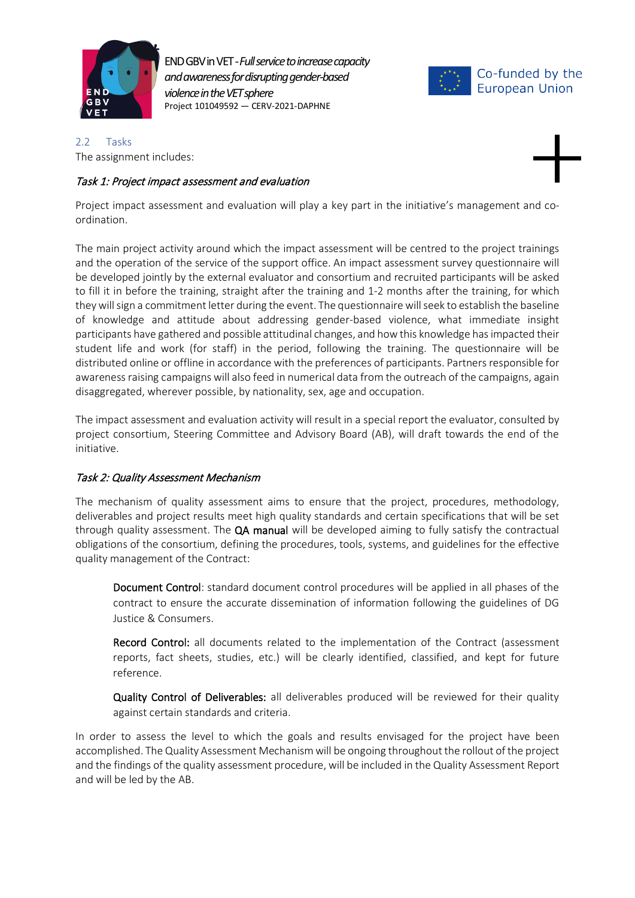## 2.2 Tasks

The assignment includes:

### *Task 1: Project impact assessment and evaluation*

Project impact assessment and evaluation will play a key part in the initiative's management and co-ordination.

The main project activity around which the impact assessment will be centred to the project trainings and the operation of the service of the support office. An impact assessment survey questionnaire will be developed jointly by the external evaluator and consortium and recruited participants will be asked to fill it in before the training, straight after the training and 1-2 months after the training, for which they will sign a commitment letter during the event. The questionnaire will seek to establish the baseline of knowledge and attitude about addressing gender-based violence, what immediate insight participants have gathered and possible attitudinal changes, and how this knowledge has impacted their student life and work (for staff) in the period, following the training. The questionnaire will be distributed online or offline in accordance with the preferences of participants. Partners responsible for awareness raising campaigns will also feed in numerical data from the outreach of the campaigns, again disaggregated, wherever possible, by nationality, sex, age and occupation.

The impact assessment and evaluation activity will result in a special report the evaluator, consulted by project consortium, Steering Committee and Advisory Board (AB), will draft towards the end of the initiative.

### *Task 2: Quality Assessment Mechanism*

The mechanism of quality assessment aims to ensure that the project, procedures, methodology, deliverables and project results meet high quality standards and certain specifications that will be set through quality assessment. The **QA manual** will be developed aiming to fully satisfy the contractual obligations of the consortium, defining the procedures, tools, systems, and guidelines for the effective quality management of the Contract:

> **Document Control**: standard document control procedures will be applied in all phases of the contract to ensure the accurate dissemination of information following the guidelines of DG Justice & Consumers.
>
> **Record Control:** all documents related to the implementation of the Contract (assessment reports, fact sheets, studies, etc.) will be clearly identified, classified, and kept for future reference.
>
> **Quality Control of Deliverables:** all deliverables produced will be reviewed for their quality against certain standards and criteria.

In order to assess the level to which the goals and results envisaged for the project have been accomplished. The Quality Assessment Mechanism will be ongoing throughout the rollout of the project and the findings of the quality assessment procedure, will be included in the Quality Assessment Report and will be led by the AB.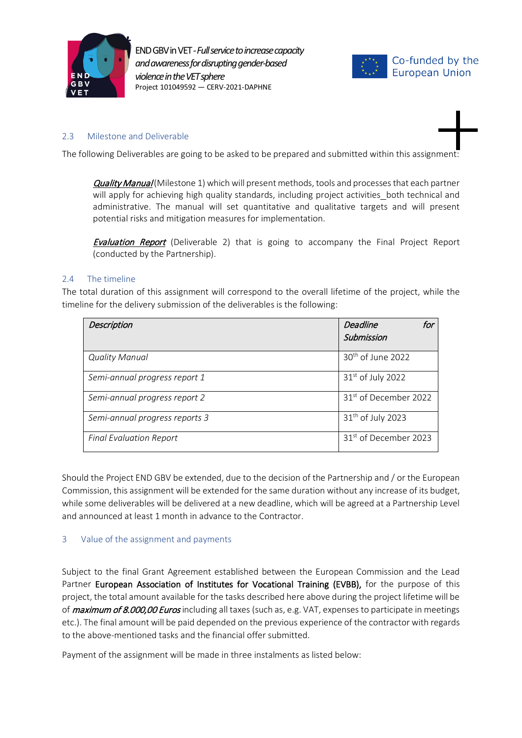## 2.3 Milestone and Deliverable

The following Deliverables are going to be asked to be prepared and submitted within this assignment:

> ***Quality Manual*** (Milestone 1) which will present methods, tools and processes that each partner will apply for achieving high quality standards, including project activities_both technical and administrative. The manual will set quantitative and qualitative targets and will present potential risks and mitigation measures for implementation.
>
> ***Evaluation Report*** (Deliverable 2) that is going to accompany the Final Project Report (conducted by the Partnership).

## 2.4 The timeline

The total duration of this assignment will correspond to the overall lifetime of the project, while the timeline for the delivery submission of the deliverables is the following:

| *Description* | *Deadline for Submission* |
|---|---|
| *Quality Manual* | 30th of June 2022 |
| *Semi-annual progress report 1* | 31st of July 2022 |
| *Semi-annual progress report 2* | 31st of December 2022 |
| *Semi-annual progress reports 3* | 31th of July 2023 |
| *Final Evaluation Report* | 31st of December 2023 |

Should the Project END GBV be extended, due to the decision of the Partnership and / or the European Commission, this assignment will be extended for the same duration without any increase of its budget, while some deliverables will be delivered at a new deadline, which will be agreed at a Partnership Level and announced at least 1 month in advance to the Contractor.

# 3 Value of the assignment and payments

Subject to the final Grant Agreement established between the European Commission and the Lead Partner **European Association of Institutes for Vocational Training (EVBB),** for the purpose of this project, the total amount available for the tasks described here above during the project lifetime will be of ***maximum of 8.000,00 Euros*** including all taxes (such as, e.g. VAT, expenses to participate in meetings etc.). The final amount will be paid depended on the previous experience of the contractor with regards to the above-mentioned tasks and the financial offer submitted.

Payment of the assignment will be made in three instalments as listed below: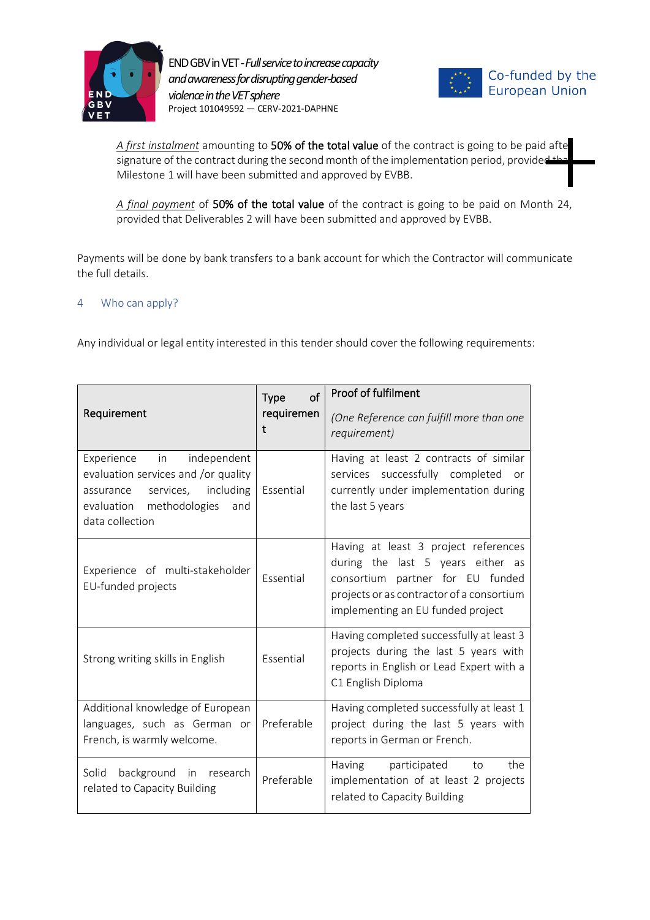*A first instalment* amounting to **50% of the total value** of the contract is going to be paid after signature of the contract during the second month of the implementation period, provided that Milestone 1 will have been submitted and approved by EVBB.

*A final payment* of **50% of the total value** of the contract is going to be paid on Month 24, provided that Deliverables 2 will have been submitted and approved by EVBB.

Payments will be done by bank transfers to a bank account for which the Contractor will communicate the full details.

## 4 Who can apply?

Any individual or legal entity interested in this tender should cover the following requirements:

| Requirement | Type of requirement | Proof of fulfilment (*One Reference can fulfill more than one requirement)* |
|---|---|---|
| Experience in independent evaluation services and /or quality assurance services, including evaluation methodologies and data collection | Essential | Having at least 2 contracts of similar services successfully completed or currently under implementation during the last 5 years |
| Experience of multi-stakeholder EU-funded projects | Essential | Having at least 3 project references during the last 5 years either as consortium partner for EU funded projects or as contractor of a consortium implementing an EU funded project |
| Strong writing skills in English | Essential | Having completed successfully at least 3 projects during the last 5 years with reports in English or Lead Expert with a C1 English Diploma |
| Additional knowledge of European languages, such as German or French, is warmly welcome. | Preferable | Having completed successfully at least 1 project during the last 5 years with reports in German or French. |
| Solid background in research related to Capacity Building | Preferable | Having participated to the implementation of at least 2 projects related to Capacity Building |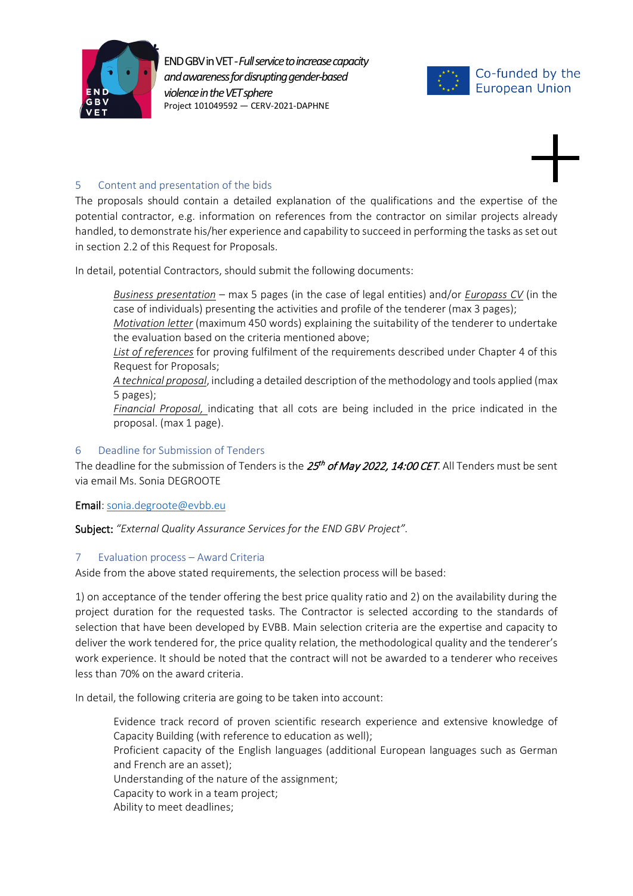## 5 Content and presentation of the bids

The proposals should contain a detailed explanation of the qualifications and the expertise of the potential contractor, e.g. information on references from the contractor on similar projects already handled, to demonstrate his/her experience and capability to succeed in performing the tasks as set out in section 2.2 of this Request for Proposals.

In detail, potential Contractors, should submit the following documents:

- Business presentation – max 5 pages (in the case of legal entities) and/or Europass CV (in the case of individuals) presenting the activities and profile of the tenderer (max 3 pages);
- Motivation letter (maximum 450 words) explaining the suitability of the tenderer to undertake the evaluation based on the criteria mentioned above;
- List of references for proving fulfilment of the requirements described under Chapter 4 of this Request for Proposals;
- A technical proposal, including a detailed description of the methodology and tools applied (max 5 pages);
- Financial Proposal, indicating that all cots are being included in the price indicated in the proposal. (max 1 page).

## 6 Deadline for Submission of Tenders

The deadline for the submission of Tenders is the ***25th of May 2022, 14:00 CET***. All Tenders must be sent via email Ms. Sonia DEGROOTE

**Email**: sonia.degroote@evbb.eu

**Subject:** *"External Quality Assurance Services for the END GBV Project"*.

## 7 Evaluation process – Award Criteria

Aside from the above stated requirements, the selection process will be based:

1) on acceptance of the tender offering the best price quality ratio and 2) on the availability during the project duration for the requested tasks. The Contractor is selected according to the standards of selection that have been developed by EVBB. Main selection criteria are the expertise and capacity to deliver the work tendered for, the price quality relation, the methodological quality and the tenderer's work experience. It should be noted that the contract will not be awarded to a tenderer who receives less than 70% on the award criteria.

In detail, the following criteria are going to be taken into account:

- Evidence track record of proven scientific research experience and extensive knowledge of Capacity Building (with reference to education as well);
- Proficient capacity of the English languages (additional European languages such as German and French are an asset);
- Understanding of the nature of the assignment;
- Capacity to work in a team project;
- Ability to meet deadlines;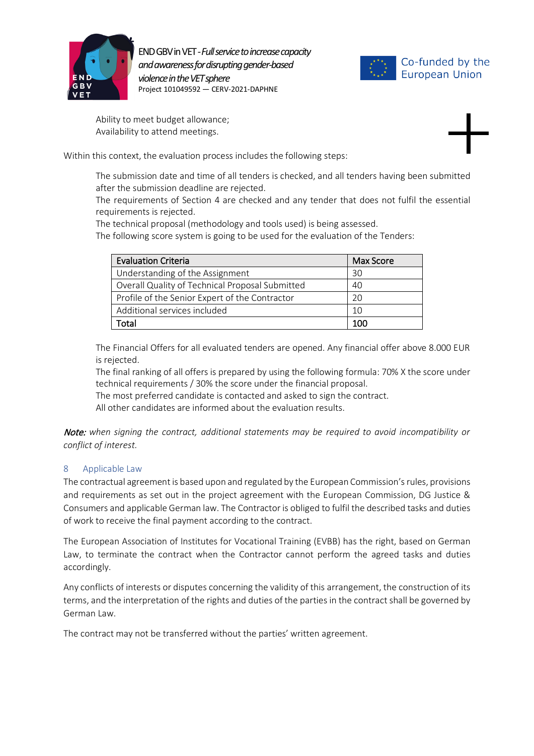Ability to meet budget allowance;
Availability to attend meetings.

Within this context, the evaluation process includes the following steps:

The submission date and time of all tenders is checked, and all tenders having been submitted after the submission deadline are rejected.
The requirements of Section 4 are checked and any tender that does not fulfil the essential requirements is rejected.
The technical proposal (methodology and tools used) is being assessed.
The following score system is going to be used for the evaluation of the Tenders:

| Evaluation Criteria | Max Score |
|---|---|
| Understanding of the Assignment | 30 |
| Overall Quality of Technical Proposal Submitted | 40 |
| Profile of the Senior Expert of the Contractor | 20 |
| Additional services included | 10 |
| **Total** | **100** |

The Financial Offers for all evaluated tenders are opened. Any financial offer above 8.000 EUR is rejected.
The final ranking of all offers is prepared by using the following formula: 70% X the score under technical requirements / 30% the score under the financial proposal.
The most preferred candidate is contacted and asked to sign the contract.
All other candidates are informed about the evaluation results.

***Note:*** *when signing the contract, additional statements may be required to avoid incompatibility or conflict of interest.*

## 8 Applicable Law

The contractual agreement is based upon and regulated by the European Commission's rules, provisions and requirements as set out in the project agreement with the European Commission, DG Justice & Consumers and applicable German law. The Contractor is obliged to fulfil the described tasks and duties of work to receive the final payment according to the contract.

The European Association of Institutes for Vocational Training (EVBB) has the right, based on German Law, to terminate the contract when the Contractor cannot perform the agreed tasks and duties accordingly.

Any conflicts of interests or disputes concerning the validity of this arrangement, the construction of its terms, and the interpretation of the rights and duties of the parties in the contract shall be governed by German Law.

The contract may not be transferred without the parties' written agreement.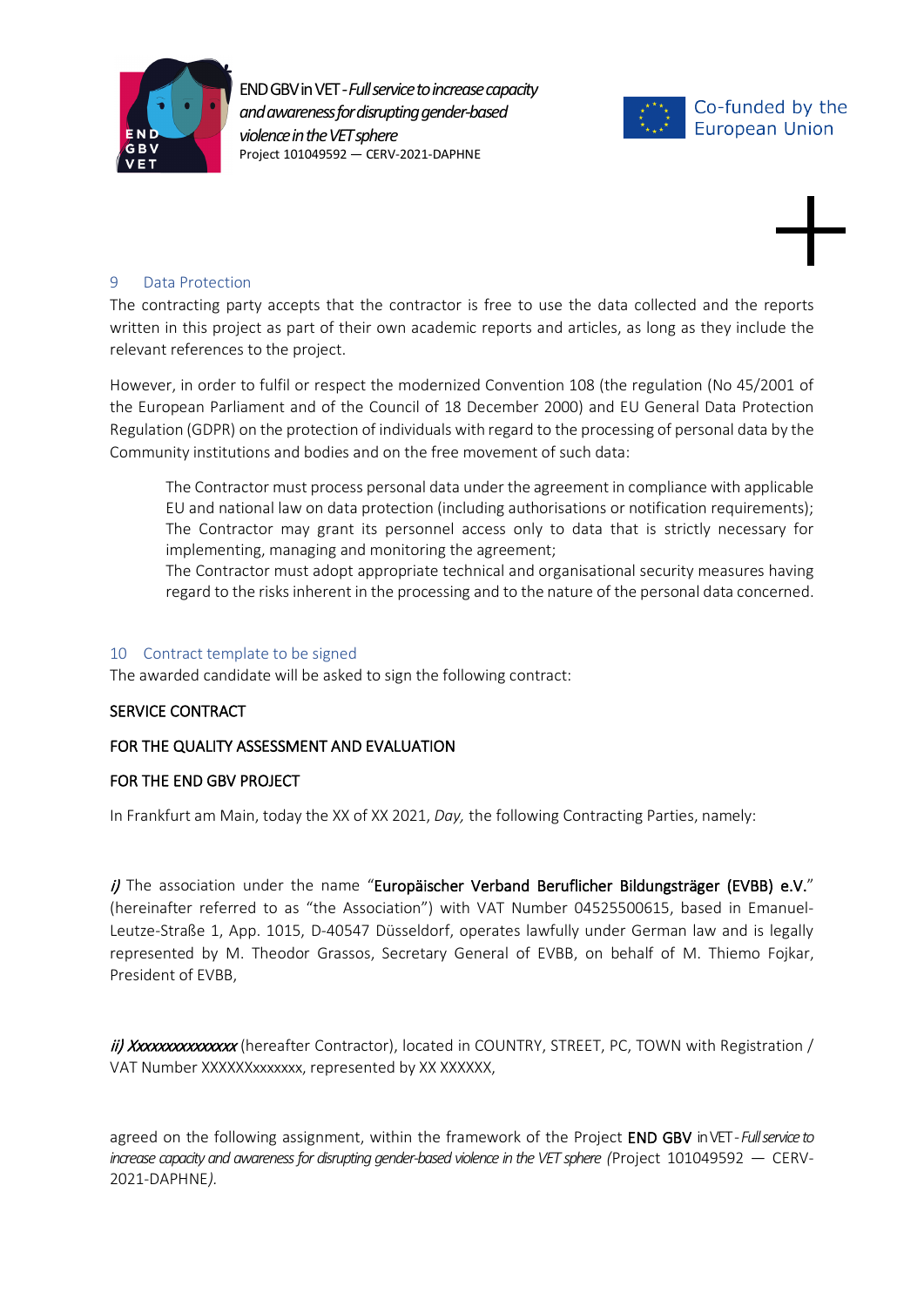## 9 Data Protection

The contracting party accepts that the contractor is free to use the data collected and the reports written in this project as part of their own academic reports and articles, as long as they include the relevant references to the project.

However, in order to fulfil or respect the modernized Convention 108 (the regulation (No 45/2001 of the European Parliament and of the Council of 18 December 2000) and EU General Data Protection Regulation (GDPR) on the protection of individuals with regard to the processing of personal data by the Community institutions and bodies and on the free movement of such data:

> The Contractor must process personal data under the agreement in compliance with applicable EU and national law on data protection (including authorisations or notification requirements);
> The Contractor may grant its personnel access only to data that is strictly necessary for implementing, managing and monitoring the agreement;
> The Contractor must adopt appropriate technical and organisational security measures having regard to the risks inherent in the processing and to the nature of the personal data concerned.

## 10 Contract template to be signed

The awarded candidate will be asked to sign the following contract:

SERVICE CONTRACT

FOR THE QUALITY ASSESSMENT AND EVALUATION

FOR THE END GBV PROJECT

In Frankfurt am Main, today the XX of XX 2021, *Day,* the following Contracting Parties, namely:

*i)* The association under the name "**Europäischer Verband Beruflicher Bildungsträger (EVBB) e.V.**" (hereinafter referred to as "the Association") with VAT Number 04525500615, based in Emanuel-Leutze-Straße 1, App. 1015, D-40547 Düsseldorf, operates lawfully under German law and is legally represented by M. Theodor Grassos, Secretary General of EVBB, on behalf of M. Thiemo Fojkar, President of EVBB,

*ii) Xxxxxxxxxxxxxxx* (hereafter Contractor), located in COUNTRY, STREET, PC, TOWN with Registration / VAT Number XXXXXXxxxxxxx, represented by XX XXXXXX,

agreed on the following assignment, within the framework of the Project **END GBV** in VET - *Full service to increase capacity and awareness for disrupting gender-based violence in the VET sphere (*Project 101049592 — CERV-2021-DAPHNE*).*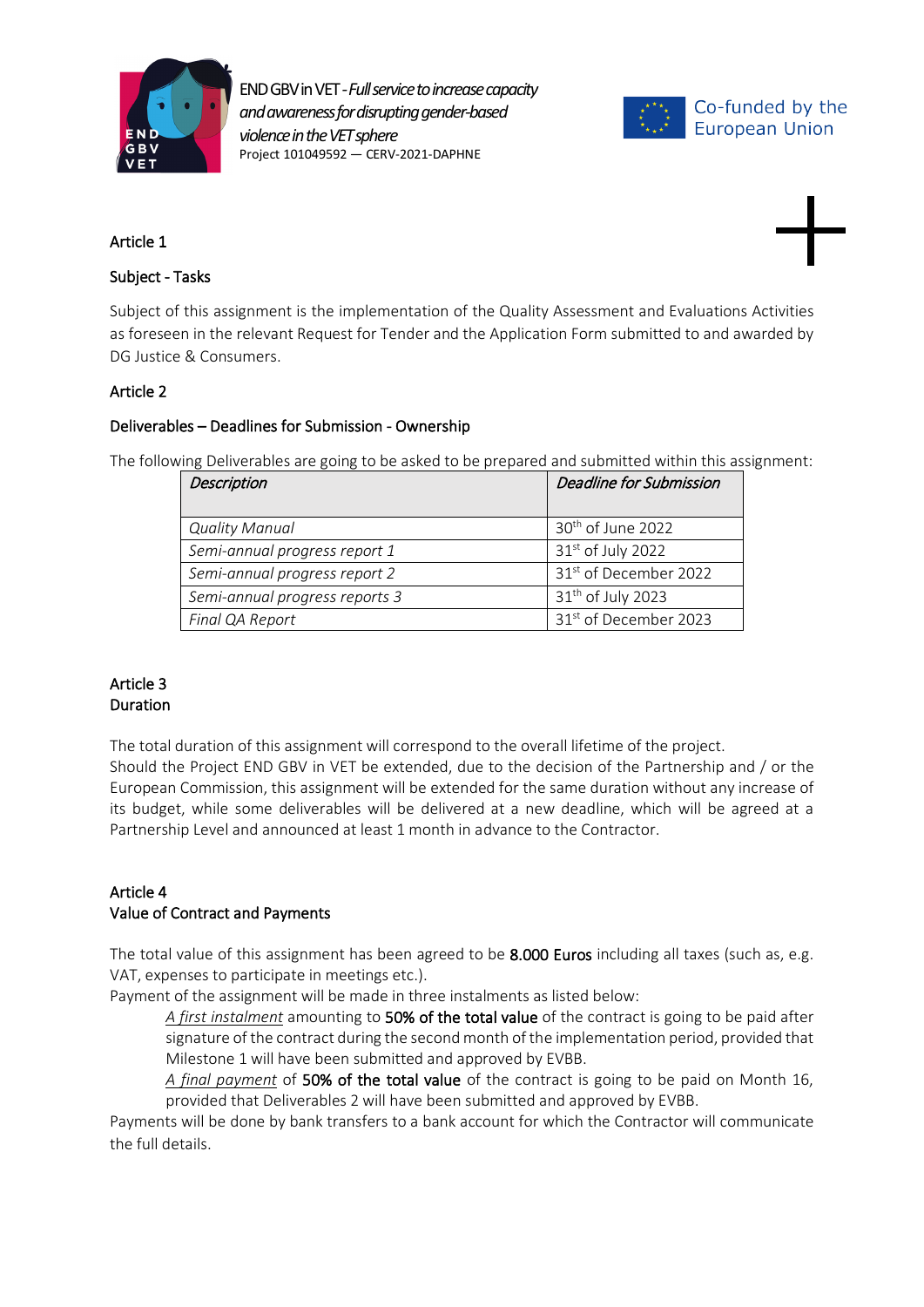Article 1

Subject - Tasks

Subject of this assignment is the implementation of the Quality Assessment and Evaluations Activities as foreseen in the relevant Request for Tender and the Application Form submitted to and awarded by DG Justice & Consumers.

Article 2

Deliverables – Deadlines for Submission - Ownership

The following Deliverables are going to be asked to be prepared and submitted within this assignment:

| *Description* | *Deadline for Submission* |
|---|---|
| *Quality Manual* | 30th of June 2022 |
| *Semi-annual progress report 1* | 31st of July 2022 |
| *Semi-annual progress report 2* | 31st of December 2022 |
| *Semi-annual progress reports 3* | 31th of July 2023 |
| *Final QA Report* | 31st of December 2023 |

Article 3
Duration

The total duration of this assignment will correspond to the overall lifetime of the project.
Should the Project END GBV in VET be extended, due to the decision of the Partnership and / or the European Commission, this assignment will be extended for the same duration without any increase of its budget, while some deliverables will be delivered at a new deadline, which will be agreed at a Partnership Level and announced at least 1 month in advance to the Contractor.

Article 4
Value of Contract and Payments

The total value of this assignment has been agreed to be **8.000 Euros** including all taxes (such as, e.g. VAT, expenses to participate in meetings etc.).
Payment of the assignment will be made in three instalments as listed below:

*A first instalment* amounting to **50% of the total value** of the contract is going to be paid after signature of the contract during the second month of the implementation period, provided that Milestone 1 will have been submitted and approved by EVBB.

*A final payment* of **50% of the total value** of the contract is going to be paid on Month 16, provided that Deliverables 2 will have been submitted and approved by EVBB.

Payments will be done by bank transfers to a bank account for which the Contractor will communicate the full details.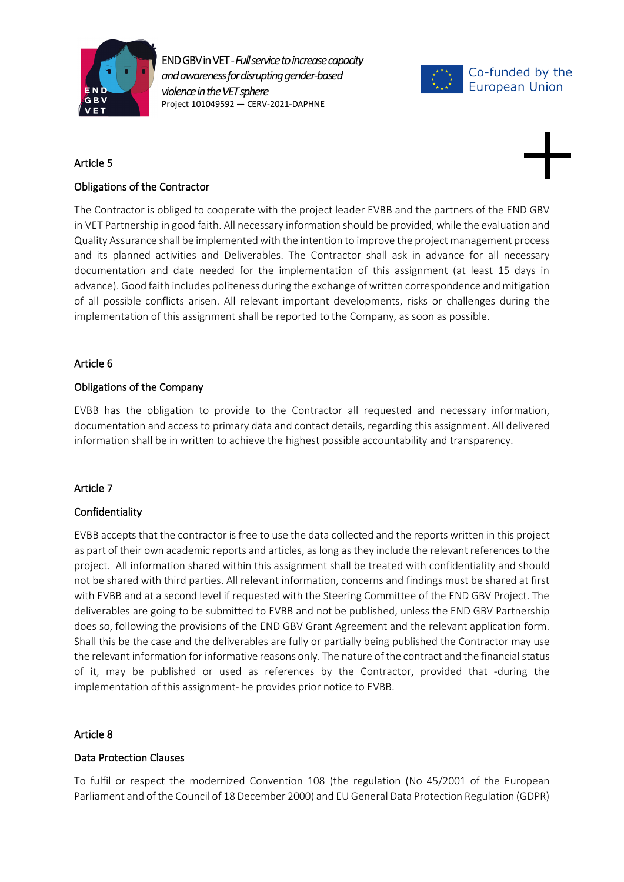Article 5

Obligations of the Contractor

The Contractor is obliged to cooperate with the project leader EVBB and the partners of the END GBV in VET Partnership in good faith. All necessary information should be provided, while the evaluation and Quality Assurance shall be implemented with the intention to improve the project management process and its planned activities and Deliverables. The Contractor shall ask in advance for all necessary documentation and date needed for the implementation of this assignment (at least 15 days in advance). Good faith includes politeness during the exchange of written correspondence and mitigation of all possible conflicts arisen. All relevant important developments, risks or challenges during the implementation of this assignment shall be reported to the Company, as soon as possible.

Article 6

Obligations of the Company

EVBB has the obligation to provide to the Contractor all requested and necessary information, documentation and access to primary data and contact details, regarding this assignment. All delivered information shall be in written to achieve the highest possible accountability and transparency.

Article 7

Confidentiality

EVBB accepts that the contractor is free to use the data collected and the reports written in this project as part of their own academic reports and articles, as long as they include the relevant references to the project. All information shared within this assignment shall be treated with confidentiality and should not be shared with third parties. All relevant information, concerns and findings must be shared at first with EVBB and at a second level if requested with the Steering Committee of the END GBV Project. The deliverables are going to be submitted to EVBB and not be published, unless the END GBV Partnership does so, following the provisions of the END GBV Grant Agreement and the relevant application form. Shall this be the case and the deliverables are fully or partially being published the Contractor may use the relevant information for informative reasons only. The nature of the contract and the financial status of it, may be published or used as references by the Contractor, provided that -during the implementation of this assignment- he provides prior notice to EVBB.

Article 8

Data Protection Clauses

To fulfil or respect the modernized Convention 108 (the regulation (No 45/2001 of the European Parliament and of the Council of 18 December 2000) and EU General Data Protection Regulation (GDPR)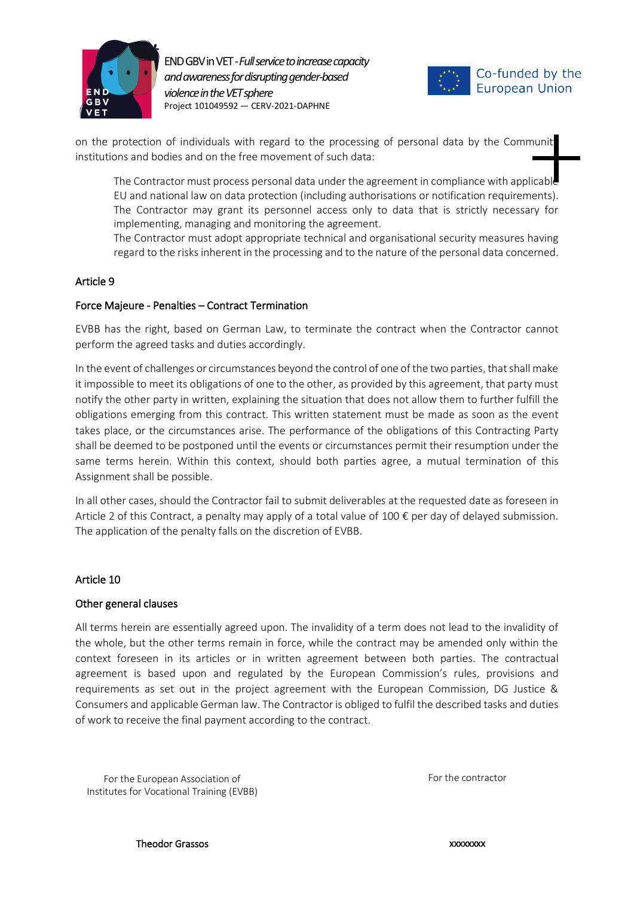on the protection of individuals with regard to the processing of personal data by the Community institutions and bodies and on the free movement of such data:

> The Contractor must process personal data under the agreement in compliance with applicable EU and national law on data protection (including authorisations or notification requirements).
> The Contractor may grant its personnel access only to data that is strictly necessary for implementing, managing and monitoring the agreement.
> The Contractor must adopt appropriate technical and organisational security measures having regard to the risks inherent in the processing and to the nature of the personal data concerned.

## Article 9

### Force Majeure - Penalties – Contract Termination

EVBB has the right, based on German Law, to terminate the contract when the Contractor cannot perform the agreed tasks and duties accordingly.

In the event of challenges or circumstances beyond the control of one of the two parties, that shall make it impossible to meet its obligations of one to the other, as provided by this agreement, that party must notify the other party in written, explaining the situation that does not allow them to further fulfill the obligations emerging from this contract. This written statement must be made as soon as the event takes place, or the circumstances arise. The performance of the obligations of this Contracting Party shall be deemed to be postponed until the events or circumstances permit their resumption under the same terms herein. Within this context, should both parties agree, a mutual termination of this Assignment shall be possible.

In all other cases, should the Contractor fail to submit deliverables at the requested date as foreseen in Article 2 of this Contract, a penalty may apply of a total value of 100 € per day of delayed submission. The application of the penalty falls on the discretion of EVBB.

## Article 10

### Other general clauses

All terms herein are essentially agreed upon. The invalidity of a term does not lead to the invalidity of the whole, but the other terms remain in force, while the contract may be amended only within the context foreseen in its articles or in written agreement between both parties. The contractual agreement is based upon and regulated by the European Commission's rules, provisions and requirements as set out in the project agreement with the European Commission, DG Justice & Consumers and applicable German law. The Contractor is obliged to fulfil the described tasks and duties of work to receive the final payment according to the contract.

| For the European Association of Institutes for Vocational Training (EVBB) | For the contractor |
|---|---|
| Theodor Grassos | xxxxxxxx |